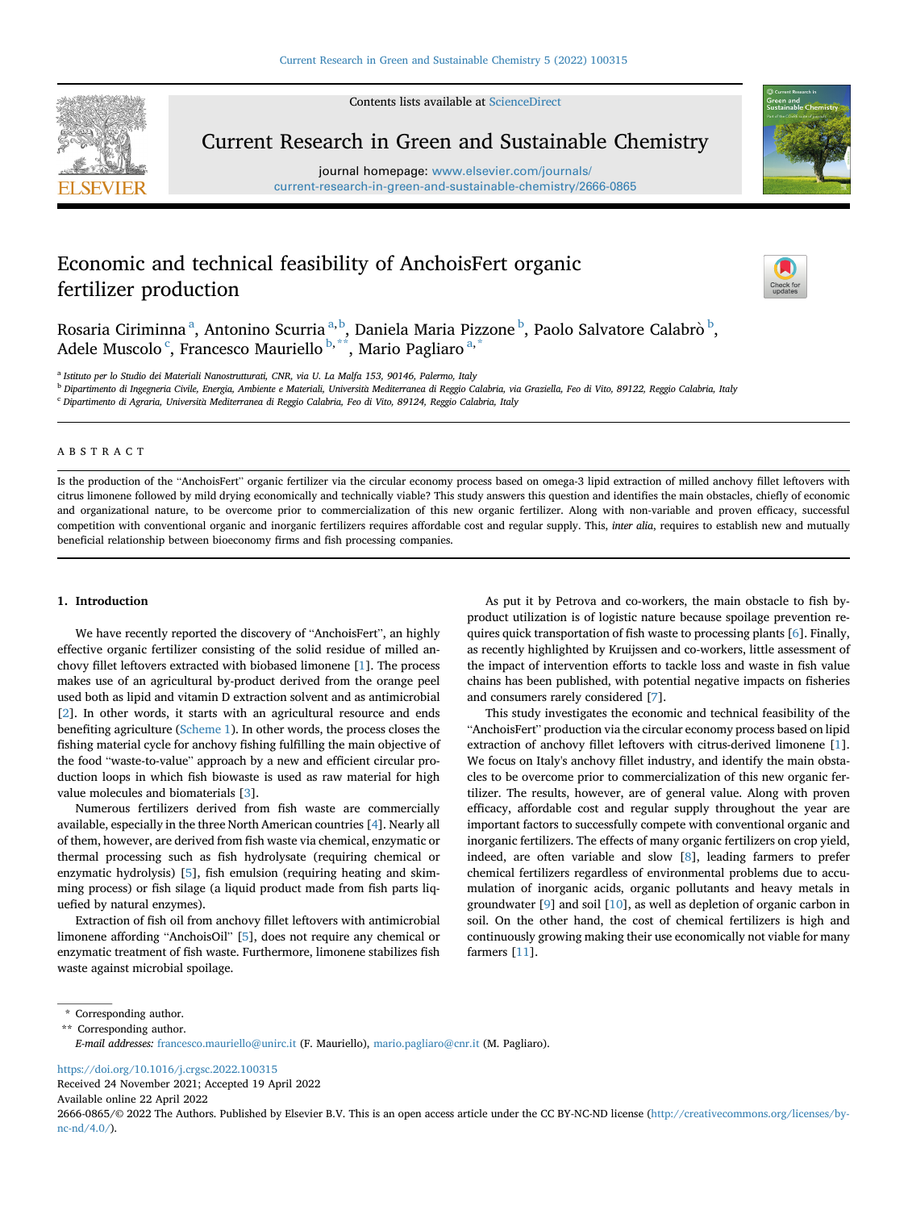# Economic and technical feasibility of AnchoisFert organic fertilizer production

Rosaria Ciriminna [a], Antonino Scurria [a,b], Daniela Maria Pizzone [b], Paolo Salvatore Calabrò [b], Adele Muscolo [c], Francesco Mauriello [b,**], Mario Pagliaro [a,*]

[a] Istituto per lo Studio dei Materiali Nanostrutturati, CNR, via U. La Malfa 153, 90146, Palermo, Italy

[b] Dipartimento di Ingegneria Civile, Energia, Ambiente e Materiali, Università Mediterranea di Reggio Calabria, via Graziella, Feo di Vito, 89122, Reggio Calabria, Italy

[c] Dipartimento di Agraria, Università Mediterranea di Reggio Calabria, Feo di Vito, 89124, Reggio Calabria, Italy

## ABSTRACT

Is the production of the "AnchoisFert" organic fertilizer via the circular economy process based on omega-3 lipid extraction of milled anchovy fillet leftovers with citrus limonene followed by mild drying economically and technically viable? This study answers this question and identifies the main obstacles, chiefly of economic and organizational nature, to be overcome prior to commercialization of this new organic fertilizer. Along with non-variable and proven efficacy, successful competition with conventional organic and inorganic fertilizers requires affordable cost and regular supply. This, *inter alia*, requires to establish new and mutually beneficial relationship between bioeconomy firms and fish processing companies.

## 1. Introduction

We have recently reported the discovery of "AnchoisFert", an highly effective organic fertilizer consisting of the solid residue of milled anchovy fillet leftovers extracted with biobased limonene [1]. The process makes use of an agricultural by-product derived from the orange peel used both as lipid and vitamin D extraction solvent and as antimicrobial [2]. In other words, it starts with an agricultural resource and ends benefiting agriculture (Scheme 1). In other words, the process closes the fishing material cycle for anchovy fishing fulfilling the main objective of the food "waste-to-value" approach by a new and efficient circular production loops in which fish biowaste is used as raw material for high value molecules and biomaterials [3].

Numerous fertilizers derived from fish waste are commercially available, especially in the three North American countries [4]. Nearly all of them, however, are derived from fish waste via chemical, enzymatic or thermal processing such as fish hydrolysate (requiring chemical or enzymatic hydrolysis) [5], fish emulsion (requiring heating and skimming process) or fish silage (a liquid product made from fish parts liquefied by natural enzymes).

Extraction of fish oil from anchovy fillet leftovers with antimicrobial limonene affording "AnchoisOil" [5], does not require any chemical or enzymatic treatment of fish waste. Furthermore, limonene stabilizes fish waste against microbial spoilage.

As put it by Petrova and co-workers, the main obstacle to fish by-product utilization is of logistic nature because spoilage prevention requires quick transportation of fish waste to processing plants [6]. Finally, as recently highlighted by Kruijssen and co-workers, little assessment of the impact of intervention efforts to tackle loss and waste in fish value chains has been published, with potential negative impacts on fisheries and consumers rarely considered [7].

This study investigates the economic and technical feasibility of the "AnchoisFert" production via the circular economy process based on lipid extraction of anchovy fillet leftovers with citrus-derived limonene [1]. We focus on Italy's anchovy fillet industry, and identify the main obstacles to be overcome prior to commercialization of this new organic fertilizer. The results, however, are of general value. Along with proven efficacy, affordable cost and regular supply throughout the year are important factors to successfully compete with conventional organic and inorganic fertilizers. The effects of many organic fertilizers on crop yield, indeed, are often variable and slow [8], leading farmers to prefer chemical fertilizers regardless of environmental problems due to accumulation of inorganic acids, organic pollutants and heavy metals in groundwater [9] and soil [10], as well as depletion of organic carbon in soil. On the other hand, the cost of chemical fertilizers is high and continuously growing making their use economically not viable for many farmers [11].

\* Corresponding author.

\*\* Corresponding author.

*E-mail addresses:* francesco.mauriello@unirc.it (F. Mauriello), mario.pagliaro@cnr.it (M. Pagliaro).

https://doi.org/10.1016/j.crgsc.2022.100315

Received 24 November 2021; Accepted 19 April 2022

Available online 22 April 2022

2666-0865/© 2022 The Authors. Published by Elsevier B.V. This is an open access article under the CC BY-NC-ND license (http://creativecommons.org/licenses/by-nc-nd/4.0/).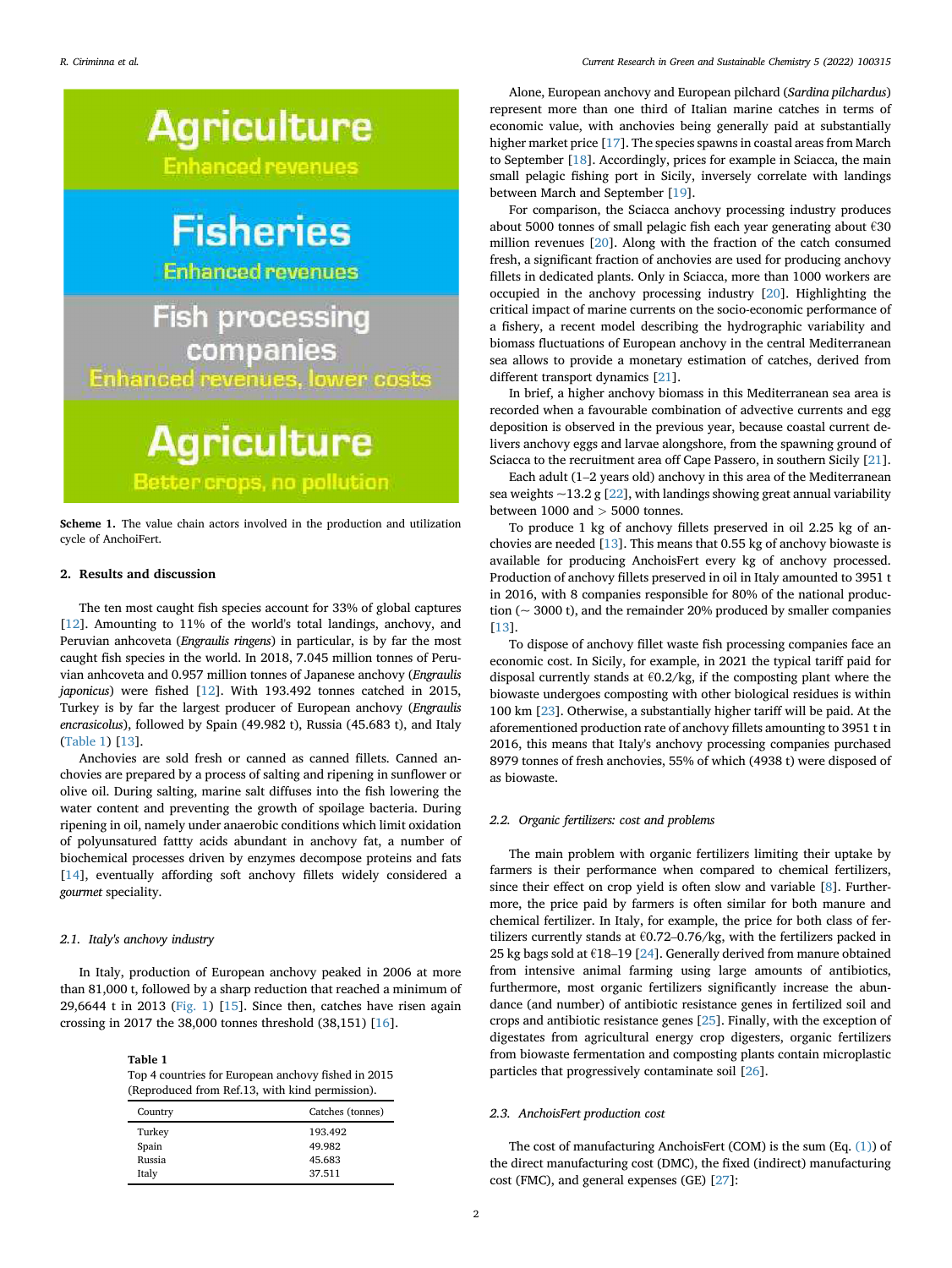Agriculture

Enhanced revenues

Fisheries

Enhanced revenues

Fish processing companies

Enhanced revenues, lower costs

Agriculture

Better crops, no pollution

**Scheme 1.** The value chain actors involved in the production and utilization cycle of AnchoiFert.

## 2. Results and discussion

The ten most caught fish species account for 33% of global captures [12]. Amounting to 11% of the world's total landings, anchovy, and Peruvian anhcoveta (*Engraulis ringens*) in particular, is by far the most caught fish species in the world. In 2018, 7.045 million tonnes of Peruvian anhcoveta and 0.957 million tonnes of Japanese anchovy (*Engraulis japonicus*) were fished [12]. With 193.492 tonnes catched in 2015, Turkey is by far the largest producer of European anchovy (*Engraulis encrasicolus*), followed by Spain (49.982 t), Russia (45.683 t), and Italy (Table 1) [13].

Anchovies are sold fresh or canned as canned fillets. Canned anchovies are prepared by a process of salting and ripening in sunflower or olive oil. During salting, marine salt diffuses into the fish lowering the water content and preventing the growth of spoilage bacteria. During ripening in oil, namely under anaerobic conditions which limit oxidation of polyunsatured fattty acids abundant in anchovy fat, a number of biochemical processes driven by enzymes decompose proteins and fats [14], eventually affording soft anchovy fillets widely considered a *gourmet* speciality.

### 2.1. Italy's anchovy industry

In Italy, production of European anchovy peaked in 2006 at more than 81,000 t, followed by a sharp reduction that reached a minimum of 29,6644 t in 2013 (Fig. 1) [15]. Since then, catches have risen again crossing in 2017 the 38,000 tonnes threshold (38,151) [16].

**Table 1**
Top 4 countries for European anchovy fished in 2015 (Reproduced from Ref.13, with kind permission).

| Country | Catches (tonnes) |
|---|---|
| Turkey | 193.492 |
| Spain | 49.982 |
| Russia | 45.683 |
| Italy | 37.511 |

Alone, European anchovy and European pilchard (*Sardina pilchardus*) represent more than one third of Italian marine catches in terms of economic value, with anchovies being generally paid at substantially higher market price [17]. The species spawns in coastal areas from March to September [18]. Accordingly, prices for example in Sciacca, the main small pelagic fishing port in Sicily, inversely correlate with landings between March and September [19].

For comparison, the Sciacca anchovy processing industry produces about 5000 tonnes of small pelagic fish each year generating about €30 million revenues [20]. Along with the fraction of the catch consumed fresh, a significant fraction of anchovies are used for producing anchovy fillets in dedicated plants. Only in Sciacca, more than 1000 workers are occupied in the anchovy processing industry [20]. Highlighting the critical impact of marine currents on the socio-economic performance of a fishery, a recent model describing the hydrographic variability and biomass fluctuations of European anchovy in the central Mediterranean sea allows to provide a monetary estimation of catches, derived from different transport dynamics [21].

In brief, a higher anchovy biomass in this Mediterranean sea area is recorded when a favourable combination of advective currents and egg deposition is observed in the previous year, because coastal current delivers anchovy eggs and larvae alongshore, from the spawning ground of Sciacca to the recruitment area off Cape Passero, in southern Sicily [21].

Each adult (1–2 years old) anchovy in this area of the Mediterranean sea weights ~13.2 g [22], with landings showing great annual variability between 1000 and > 5000 tonnes.

To produce 1 kg of anchovy fillets preserved in oil 2.25 kg of anchovies are needed [13]. This means that 0.55 kg of anchovy biowaste is available for producing AnchoisFert every kg of anchovy processed. Production of anchovy fillets preserved in oil in Italy amounted to 3951 t in 2016, with 8 companies responsible for 80% of the national production (~ 3000 t), and the remainder 20% produced by smaller companies [13].

To dispose of anchovy fillet waste fish processing companies face an economic cost. In Sicily, for example, in 2021 the typical tariff paid for disposal currently stands at €0.2/kg, if the composting plant where the biowaste undergoes composting with other biological residues is within 100 km [23]. Otherwise, a substantially higher tariff will be paid. At the aforementioned production rate of anchovy fillets amounting to 3951 t in 2016, this means that Italy's anchovy processing companies purchased 8979 tonnes of fresh anchovies, 55% of which (4938 t) were disposed of as biowaste.

### 2.2. Organic fertilizers: cost and problems

The main problem with organic fertilizers limiting their uptake by farmers is their performance when compared to chemical fertilizers, since their effect on crop yield is often slow and variable [8]. Furthermore, the price paid by farmers is often similar for both manure and chemical fertilizer. In Italy, for example, the price for both class of fertilizers currently stands at €0.72–0.76/kg, with the fertilizers packed in 25 kg bags sold at €18–19 [24]. Generally derived from manure obtained from intensive animal farming using large amounts of antibiotics, furthermore, most organic fertilizers significantly increase the abundance (and number) of antibiotic resistance genes in fertilized soil and crops and antibiotic resistance genes [25]. Finally, with the exception of digestates from agricultural energy crop digesters, organic fertilizers from biowaste fermentation and composting plants contain microplastic particles that progressively contaminate soil [26].

### 2.3. AnchoisFert production cost

The cost of manufacturing AnchoisFert (COM) is the sum (Eq. (1)) of the direct manufacturing cost (DMC), the fixed (indirect) manufacturing cost (FMC), and general expenses (GE) [27]: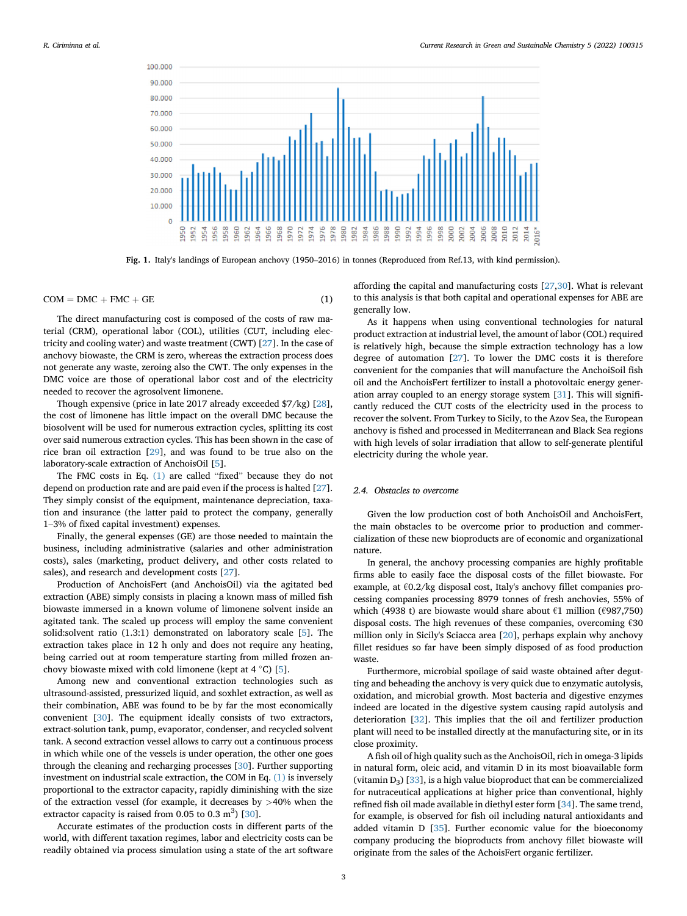Fig. 1. Italy's landings of European anchovy (1950–2016) in tonnes (Reproduced from Ref.13, with kind permission).

$$\text{COM} = \text{DMC} + \text{FMC} + \text{GE} \tag{1}$$

The direct manufacturing cost is composed of the costs of raw material (CRM), operational labor (COL), utilities (CUT, including electricity and cooling water) and waste treatment (CWT) [27]. In the case of anchovy biowaste, the CRM is zero, whereas the extraction process does not generate any waste, zeroing also the CWT. The only expenses in the DMC voice are those of operational labor cost and of the electricity needed to recover the agrosolvent limonene.

Though expensive (price in late 2017 already exceeded $7/kg) [28], the cost of limonene has little impact on the overall DMC because the biosolvent will be used for numerous extraction cycles, splitting its cost over said numerous extraction cycles. This has been shown in the case of rice bran oil extraction [29], and was found to be true also on the laboratory-scale extraction of AnchoisOil [5].

The FMC costs in Eq. (1) are called "fixed" because they do not depend on production rate and are paid even if the process is halted [27]. They simply consist of the company, maintenance depreciation, taxation and insurance (the latter paid to protect the company, generally 1–3% of fixed capital investment) expenses.

Finally, the general expenses (GE) are those needed to maintain the business, including administrative (salaries and other administration costs), sales (marketing, product delivery, and other costs related to sales), and research and development costs [27].

Production of AnchoisFert (and AnchoisOil) via the agitated bed extraction (ABE) simply consists in placing a known mass of milled fish biowaste immersed in a known volume of limonene solvent inside an agitated tank. The scaled up process will employ the same convenient solid:solvent ratio (1.3:1) demonstrated on laboratory scale [5]. The extraction takes place in 12 h only and does not require any heating, being carried out at room temperature starting from milled frozen anchovy biowaste mixed with cold limonene (kept at 4 °C) [5].

Among new and conventional extraction technologies such as ultrasound-assisted, pressurized liquid, and soxhlet extraction, as well as their combination, ABE was found to be by far the most economically convenient [30]. The equipment ideally consists of two extractors, extract-solution tank, pump, evaporator, condenser, and recycled solvent tank. A second extraction vessel allows to carry out a continuous process in which while one of the vessels is under operation, the other one goes through the cleaning and recharging processes [30]. Further supporting investment on industrial scale extraction, the COM in Eq. (1) is inversely proportional to the extractor capacity, rapidly diminishing with the size of the extraction vessel (for example, it decreases by >40% when the extractor capacity is raised from 0.05 to 0.3 $m^3$) [30].

Accurate estimates of the production costs in different parts of the world, with different taxation regimes, labor and electricity costs can be readily obtained via process simulation using a state of the art software affording the capital and manufacturing costs [27,30]. What is relevant to this analysis is that both capital and operational expenses for ABE are generally low.

As it happens when using conventional technologies for natural product extraction at industrial level, the amount of labor (COL) required is relatively high, because the simple extraction technology has a low degree of automation [27]. To lower the DMC costs it is therefore convenient for the companies that will manufacture the AnchoiSoil fish oil and the AnchoisFert fertilizer to install a photovoltaic energy generation array coupled to an energy storage system [31]. This will significantly reduced the CUT costs of the electricity used in the process to recover the solvent. From Turkey to Sicily, to the Azov Sea, the European anchovy is fished and processed in Mediterranean and Black Sea regions with high levels of solar irradiation that allow to self-generate plentiful electricity during the whole year.

### 2.4. Obstacles to overcome

Given the low production cost of both AnchoisOil and AnchoisFert, the main obstacles to be overcome prior to production and commercialization of these new bioproducts are of economic and organizational nature.

In general, the anchovy processing companies are highly profitable firms able to easily face the disposal costs of the fillet biowaste. For example, at €0.2/kg disposal cost, Italy's anchovy fillet companies processing companies processing 8979 tonnes of fresh anchovies, 55% of which (4938 t) are biowaste would share about €1 million (€987,750) disposal costs. The high revenues of these companies, overcoming €30 million only in Sicily's Sciacca area [20], perhaps explain why anchovy fillet residues so far have been simply disposed of as food production waste.

Furthermore, microbial spoilage of said waste obtained after degutting and beheading the anchovy is very quick due to enzymatic autolysis, oxidation, and microbial growth. Most bacteria and digestive enzymes indeed are located in the digestive system causing rapid autolysis and deterioration [32]. This implies that the oil and fertilizer production plant will need to be installed directly at the manufacturing site, or in its close proximity.

A fish oil of high quality such as the AnchoisOil, rich in omega-3 lipids in natural form, oleic acid, and vitamin D in its most bioavailable form (vitamin $D_3$) [33], is a high value bioproduct that can be commercialized for nutraceutical applications at higher price than conventional, highly refined fish oil made available in diethyl ester form [34]. The same trend, for example, is observed for fish oil including natural antioxidants and added vitamin D [35]. Further economic value for the bioeconomy company producing the bioproducts from anchovy fillet biowaste will originate from the sales of the AchoisFert organic fertilizer.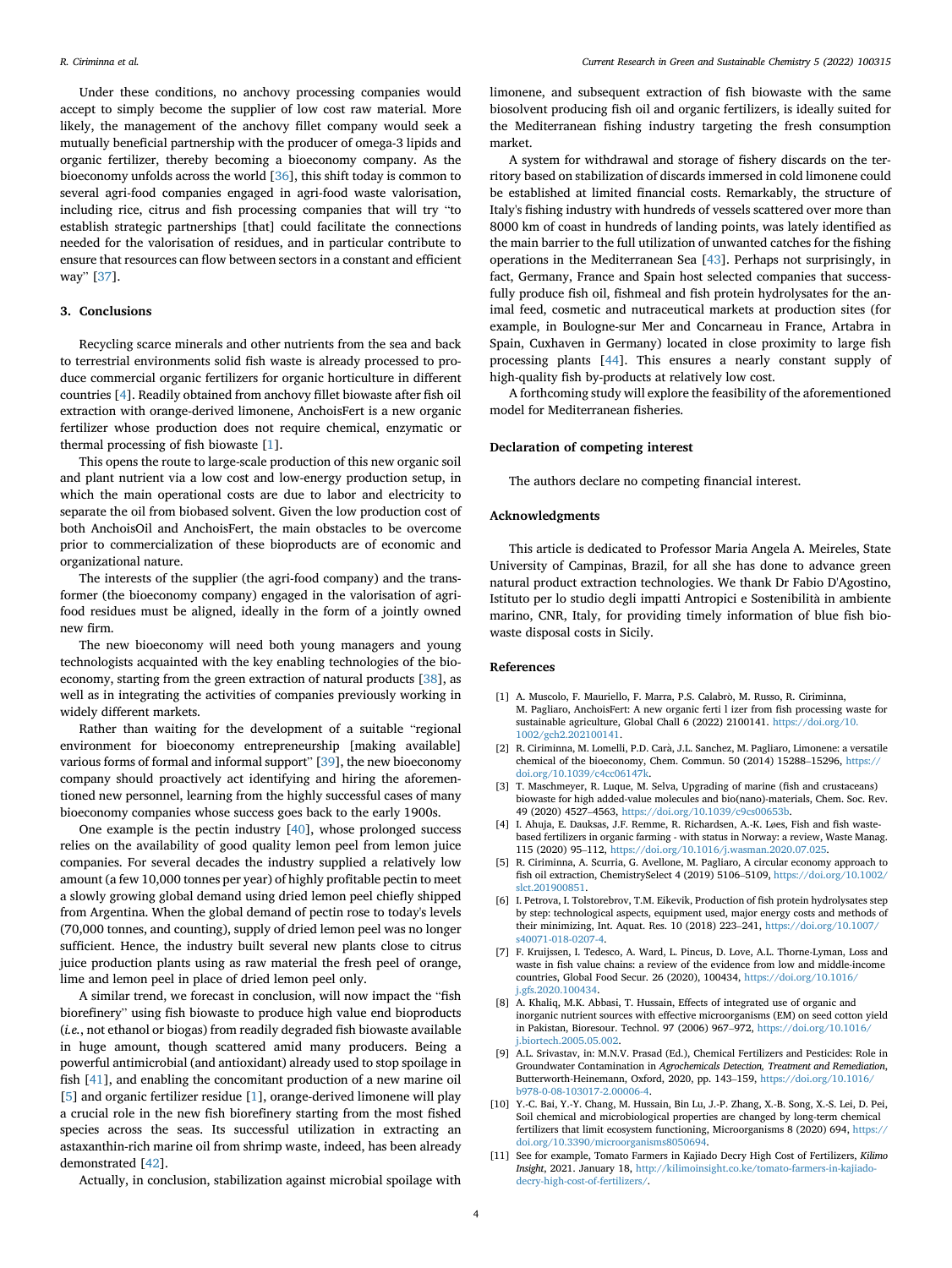Under these conditions, no anchovy processing companies would accept to simply become the supplier of low cost raw material. More likely, the management of the anchovy fillet company would seek a mutually beneficial partnership with the producer of omega-3 lipids and organic fertilizer, thereby becoming a bioeconomy company. As the bioeconomy unfolds across the world [36], this shift today is common to several agri-food companies engaged in agri-food waste valorisation, including rice, citrus and fish processing companies that will try "to establish strategic partnerships [that] could facilitate the connections needed for the valorisation of residues, and in particular contribute to ensure that resources can flow between sectors in a constant and efficient way" [37].

## 3. Conclusions

Recycling scarce minerals and other nutrients from the sea and back to terrestrial environments solid fish waste is already processed to produce commercial organic fertilizers for organic horticulture in different countries [4]. Readily obtained from anchovy fillet biowaste after fish oil extraction with orange-derived limonene, AnchoisFert is a new organic fertilizer whose production does not require chemical, enzymatic or thermal processing of fish biowaste [1].

This opens the route to large-scale production of this new organic soil and plant nutrient via a low cost and low-energy production setup, in which the main operational costs are due to labor and electricity to separate the oil from biobased solvent. Given the low production cost of both AnchoisOil and AnchoisFert, the main obstacles to be overcome prior to commercialization of these bioproducts are of economic and organizational nature.

The interests of the supplier (the agri-food company) and the transformer (the bioeconomy company) engaged in the valorisation of agri-food residues must be aligned, ideally in the form of a jointly owned new firm.

The new bioeconomy will need both young managers and young technologists acquainted with the key enabling technologies of the bioeconomy, starting from the green extraction of natural products [38], as well as in integrating the activities of companies previously working in widely different markets.

Rather than waiting for the development of a suitable "regional environment for bioeconomy entrepreneurship [making available] various forms of formal and informal support" [39], the new bioeconomy company should proactively act identifying and hiring the aforementioned new personnel, learning from the highly successful cases of many bioeconomy companies whose success goes back to the early 1900s.

One example is the pectin industry [40], whose prolonged success relies on the availability of good quality lemon peel from lemon juice companies. For several decades the industry supplied a relatively low amount (a few 10,000 tonnes per year) of highly profitable pectin to meet a slowly growing global demand using dried lemon peel chiefly shipped from Argentina. When the global demand of pectin rose to today's levels (70,000 tonnes, and counting), supply of dried lemon peel was no longer sufficient. Hence, the industry built several new plants close to citrus juice production plants using as raw material the fresh peel of orange, lime and lemon peel in place of dried lemon peel only.

A similar trend, we forecast in conclusion, will now impact the "fish biorefinery" using fish biowaste to produce high value end bioproducts (*i.e.*, not ethanol or biogas) from readily degraded fish biowaste available in huge amount, though scattered amid many producers. Being a powerful antimicrobial (and antioxidant) already used to stop spoilage in fish [41], and enabling the concomitant production of a new marine oil [5] and organic fertilizer residue [1], orange-derived limonene will play a crucial role in the new fish biorefinery starting from the most fished species across the seas. Its successful utilization in extracting an astaxanthin-rich marine oil from shrimp waste, indeed, has been already demonstrated [42].

Actually, in conclusion, stabilization against microbial spoilage with limonene, and subsequent extraction of fish biowaste with the same biosolvent producing fish oil and organic fertilizers, is ideally suited for the Mediterranean fishing industry targeting the fresh consumption market.

A system for withdrawal and storage of fishery discards on the territory based on stabilization of discards immersed in cold limonene could be established at limited financial costs. Remarkably, the structure of Italy's fishing industry with hundreds of vessels scattered over more than 8000 km of coast in hundreds of landing points, was lately identified as the main barrier to the full utilization of unwanted catches for the fishing operations in the Mediterranean Sea [43]. Perhaps not surprisingly, in fact, Germany, France and Spain host selected companies that successfully produce fish oil, fishmeal and fish protein hydrolysates for the animal feed, cosmetic and nutraceutical markets at production sites (for example, in Boulogne-sur Mer and Concarneau in France, Artabra in Spain, Cuxhaven in Germany) located in close proximity to large fish processing plants [44]. This ensures a nearly constant supply of high-quality fish by-products at relatively low cost.

A forthcoming study will explore the feasibility of the aforementioned model for Mediterranean fisheries.

## Declaration of competing interest

The authors declare no competing financial interest.

## Acknowledgments

This article is dedicated to Professor Maria Angela A. Meireles, State University of Campinas, Brazil, for all she has done to advance green natural product extraction technologies. We thank Dr Fabio D'Agostino, Istituto per lo studio degli impatti Antropici e Sostenibilità in ambiente marino, CNR, Italy, for providing timely information of blue fish biowaste disposal costs in Sicily.

## References

[1] A. Muscolo, F. Mauriello, F. Marra, P.S. Calabrò, M. Russo, R. Ciriminna, M. Pagliaro, AnchoisFert: A new organic ferti l izer from fish processing waste for sustainable agriculture, Global Chall 6 (2022) 2100141. https://doi.org/10.1002/gch2.202100141.

[2] R. Ciriminna, M. Lomelli, P.D. Carà, J.L. Sanchez, M. Pagliaro, Limonene: a versatile chemical of the bioeconomy, Chem. Commun. 50 (2014) 15288–15296, https://doi.org/10.1039/c4cc06147k.

[3] T. Maschmeyer, R. Luque, M. Selva, Upgrading of marine (fish and crustaceans) biowaste for high added-value molecules and bio(nano)-materials, Chem. Soc. Rev. 49 (2020) 4527–4563, https://doi.org/10.1039/c9cs00653b.

[4] I. Ahuja, E. Dauksas, J.F. Remme, R. Richardsen, A.-K. Løes, Fish and fish waste-based fertilizers in organic farming - with status in Norway: a review, Waste Manag. 115 (2020) 95–112, https://doi.org/10.1016/j.wasman.2020.07.025.

[5] R. Ciriminna, A. Scurria, G. Avellone, M. Pagliaro, A circular economy approach to fish oil extraction, ChemistrySelect 4 (2019) 5106–5109, https://doi.org/10.1002/slct.201900851.

[6] I. Petrova, I. Tolstorebrov, T.M. Eikevik, Production of fish protein hydrolysates step by step: technological aspects, equipment used, major energy costs and methods of their minimizing, Int. Aquat. Res. 10 (2018) 223–241, https://doi.org/10.1007/s40071-018-0207-4.

[7] F. Kruijssen, I. Tedesco, A. Ward, L. Pincus, D. Love, A.L. Thorne-Lyman, Loss and waste in fish value chains: a review of the evidence from low and middle-income countries, Global Food Secur. 26 (2020), 100434, https://doi.org/10.1016/j.gfs.2020.100434.

[8] A. Khaliq, M.K. Abbasi, T. Hussain, Effects of integrated use of organic and inorganic nutrient sources with effective microorganisms (EM) on seed cotton yield in Pakistan, Bioresour. Technol. 97 (2006) 967–972, https://doi.org/10.1016/j.biortech.2005.05.002.

[9] A.L. Srivastav, in: M.N.V. Prasad (Ed.), Chemical Fertilizers and Pesticides: Role in Groundwater Contamination in *Agrochemicals Detection, Treatment and Remediation*, Butterworth-Heinemann, Oxford, 2020, pp. 143–159, https://doi.org/10.1016/b978-0-08-103017-2.00006-4.

[10] Y.-C. Bai, Y.-Y. Chang, M. Hussain, Bin Lu, J.-P. Zhang, X.-B. Song, X.-S. Lei, D. Pei, Soil chemical and microbiological properties are changed by long-term chemical fertilizers that limit ecosystem functioning, Microorganisms 8 (2020) 694, https://doi.org/10.3390/microorganisms8050694.

[11] See for example, Tomato Farmers in Kajiado Decry High Cost of Fertilizers, *Kilimo Insight*, 2021. January 18, http://kilimoinsight.co.ke/tomato-farmers-in-kajiado-decry-high-cost-of-fertilizers/.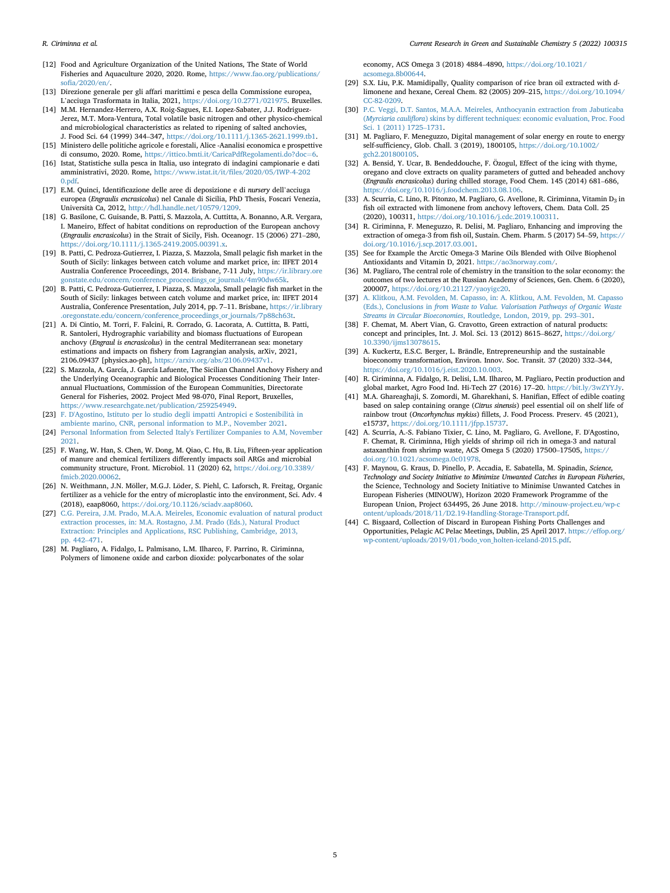[12] Food and Agriculture Organization of the United Nations, The State of World Fisheries and Aquaculture 2020, 2020. Rome, https://www.fao.org/publications/sofia/2020/en/.

[13] Direzione generale per gli affari marittimi e pesca della Commissione europea, L'acciuga Trasformata in Italia, 2021, https://doi.org/10.2771/021975. Bruxelles.

[14] M.M. Hernandez-Herrero, A.X. Roig-Sagues, E.I. Lopez-Sabater, J.J. Rodriguez-Jerez, M.T. Mora-Ventura, Total volatile basic nitrogen and other physico-chemical and microbiological characteristics as related to ripening of salted anchovies, J. Food Sci. 64 (1999) 344–347, https://doi.org/10.1111/j.1365-2621.1999.tb1.

[15] Ministero delle politiche agricole e forestali, Alice -Aanalisi economica e prospettive di consumo, 2020. Rome, https://ittico.bmti.it/CaricaPdfRegolamenti.do?doc=6.

[16] Istat, Statistiche sulla pesca in Italia, uso integrato di indagini campionarie e dati amministrativi, 2020. Rome, https://www.istat.it/it/files/2020/05/IWP-4-2020.pdf.

[17] E.M. Quinci, Identificazione delle aree di deposizione e di *nursery* dell'acciuga europea (*Engraulis encrasicolus*) nel Canale di Sicilia, PhD Thesis, Foscari Venezia, Università Ca, 2012, http://hdl.handle.net/10579/1209.

[18] G. Basilone, C. Guisande, B. Patti, S. Mazzola, A. Cuttitta, A. Bonanno, A.R. Vergara, I. Maneiro, Effect of habitat conditions on reproduction of the European anchovy (*Engraulis encrasicolus*) in the Strait of Sicily, Fish. Oceanogr. 15 (2006) 271–280, https://doi.org/10.1111/j.1365-2419.2005.00391.x.

[19] B. Patti, C. Pedroza-Gutierrez, I. Piazza, S. Mazzola, Small pelagic fish market in the South of Sicily: linkages between catch volume and market price, in: IIFET 2014 Australia Conference Proceedings, 2014. Brisbane, 7-11 July, https://ir.library.oregonstate.edu/concern/conference_proceedings_or_journals/4m90dw65k.

[20] B. Patti, C. Pedroza-Gutierrez, I. Piazza, S. Mazzola, Small pelagic fish market in the South of Sicily: linkages between catch volume and market price, in: IIFET 2014 Australia, Conference Presentation, July 2014, pp. 7–11. Brisbane, https://ir.library.oregonstate.edu/concern/conference_proceedings_or_journals/7p88ch63t.

[21] A. Di Cintio, M. Torri, F. Falcini, R. Corrado, G. Lacorata, A. Cuttitta, B. Patti, R. Santoleri, Hydrographic variability and biomass fluctuations of European anchovy (*Engraul is encrasicolus*) in the central Mediterranean sea: monetary estimations and impacts on fishery from Lagrangian analysis, arXiv, 2021, 2106.09437 [physics.ao-ph], https://arxiv.org/abs/2106.09437v1.

[22] S. Mazzola, A. García, J. García Lafuente, The Sicilian Channel Anchovy Fishery and the Underlying Oceanographic and Biological Processes Conditioning Their Inter-annual Fluctuations, Commission of the European Communities, Directorate General for Fisheries, 2002. Project Med 98-070, Final Report, Bruxelles, https://www.researchgate.net/publication/259254949.

[23] F. D'Agostino, Istituto per lo studio degli impatti Antropici e Sostenibilità in ambiente marino, CNR, personal information to M.P., November 2021.

[24] Personal Information from Selected Italy's Fertilizer Companies to A.M, November 2021.

[25] F. Wang, W. Han, S. Chen, W. Dong, M. Qiao, C. Hu, B. Liu, Fifteen-year application of manure and chemical fertilizers differently impacts soil ARGs and microbial community structure, Front. Microbiol. 11 (2020) 62, https://doi.org/10.3389/fmicb.2020.00062.

[26] N. Weithmann, J.N. Möller, M.G.J. Löder, S. Piehl, C. Laforsch, R. Freitag, Organic fertilizer as a vehicle for the entry of microplastic into the environment, Sci. Adv. 4 (2018), eaap8060, https://doi.org/10.1126/sciadv.aap8060.

[27] C.G. Pereira, J.M. Prado, M.A.A. Meireles, Economic evaluation of natural product extraction processes, in: M.A. Rostagno, J.M. Prado (Eds.), Natural Product Extraction: Principles and Applications, RSC Publishing, Cambridge, 2013, pp. 442–471.

[28] M. Pagliaro, A. Fidalgo, L. Palmisano, L.M. Ilharco, F. Parrino, R. Ciriminna, Polymers of limonene oxide and carbon dioxide: polycarbonates of the solar economy, ACS Omega 3 (2018) 4884–4890, https://doi.org/10.1021/acsomega.8b00644.

[29] S.X. Liu, P.K. Mamidipally, Quality comparison of rice bran oil extracted with *d*-limonene and hexane, Cereal Chem. 82 (2005) 209–215, https://doi.org/10.1094/CC-82-0209.

[30] P.C. Veggi, D.T. Santos, M.A.A. Meireles, Anthocyanin extraction from Jabuticaba (*Myrciaria cauliflora*) skins by different techniques: economic evaluation, Proc. Food Sci. 1 (2011) 1725–1731.

[31] M. Pagliaro, F. Meneguzzo, Digital management of solar energy en route to energy self-sufficiency, Glob. Chall. 3 (2019), 1800105, https://doi.org/10.1002/gch2.201800105.

[32] A. Bensid, Y. Ucar, B. Bendeddouche, F. Özogul, Effect of the icing with thyme, oregano and clove extracts on quality parameters of gutted and beheaded anchovy (*Engraulis encrasicolus*) during chilled storage, Food Chem. 145 (2014) 681–686, https://doi.org/10.1016/j.foodchem.2013.08.106.

[33] A. Scurria, C. Lino, R. Pitonzo, M. Pagliaro, G. Avellone, R. Ciriminna, Vitamin $D_3$ in fish oil extracted with limonene from anchovy leftovers, Chem. Data Coll. 25 (2020), 100311, https://doi.org/10.1016/j.cdc.2019.100311.

[34] R. Ciriminna, F. Meneguzzo, R. Delisi, M. Pagliaro, Enhancing and improving the extraction of omega-3 from fish oil, Sustain. Chem. Pharm. 5 (2017) 54–59, https://doi.org/10.1016/j.scp.2017.03.001.

[35] See for Example the Arctic Omega-3 Marine Oils Blended with Oilve Biophenol Antioxidants and Vitamin D, 2021. https://ao3norway.com/.

[36] M. Pagliaro, The central role of chemistry in the transition to the solar economy: the outcomes of two lectures at the Russian Academy of Sciences, Gen. Chem. 6 (2020), 200007, https://doi.org/10.21127/yaoyigc20.

[37] A. Klitkou, A.M. Fevolden, M. Capasso, in: A. Klitkou, A.M. Fevolden, M. Capasso (Eds.), Conclusions in *from Waste to Value. Valorisation Pathways of Organic Waste Streams in Circular Bioeconomies*, Routledge, London, 2019, pp. 293–301.

[38] F. Chemat, M. Abert Vian, G. Cravotto, Green extraction of natural products: concept and principles, Int. J. Mol. Sci. 13 (2012) 8615–8627, https://doi.org/10.3390/ijms13078615.

[39] A. Kuckertz, E.S.C. Berger, L. Brändle, Entrepreneurship and the sustainable bioeconomy transformation, Environ. Innov. Soc. Transit. 37 (2020) 332–344, https://doi.org/10.1016/j.eist.2020.10.003.

[40] R. Ciriminna, A. Fidalgo, R. Delisi, L.M. Ilharco, M. Pagliaro, Pectin production and global market, Agro Food Ind. Hi-Tech 27 (2016) 17–20. https://bit.ly/3wZYYJy.

[41] M.A. Ghareaghaji, S. Zomordi, M. Gharekhani, S. Hanifian, Effect of edible coating based on salep containing orange (*Citrus sinensis*) peel essential oil on shelf life of rainbow trout (*Oncorhynchus mykiss*) fillets, J. Food Process. Preserv. 45 (2021), e15737, https://doi.org/10.1111/jfpp.15737.

[42] A. Scurria, A.-S. Fabiano Tixier, C. Lino, M. Pagliaro, G. Avellone, F. D'Agostino, F. Chemat, R. Ciriminna, High yields of shrimp oil rich in omega-3 and natural astaxanthin from shrimp waste, ACS Omega 5 (2020) 17500–17505, https://doi.org/10.1021/acsomega.0c01978.

[43] F. Maynou, G. Kraus, D. Pinello, P. Accadia, E. Sabatella, M. Spinadin, *Science, Technology and Society Initiative to Minimize Unwanted Catches in European Fisheries*, the Science, Technology and Society Initiative to Minimise Unwanted Catches in European Fisheries (MINOUW), Horizon 2020 Framework Programme of the European Union, Project 634495, 26 June 2018. http://minouw-project.eu/wp-content/uploads/2018/11/D2.19-Handling-Storage-Transport.pdf.

[44] C. Bisgaard, Collection of Discard in European Fishing Ports Challenges and Opportunities, Pelagic AC Pelac Meetings, Dublin, 25 April 2017. https://effop.org/wp-content/uploads/2019/01/bodo_von_holten-iceland-2015.pdf.